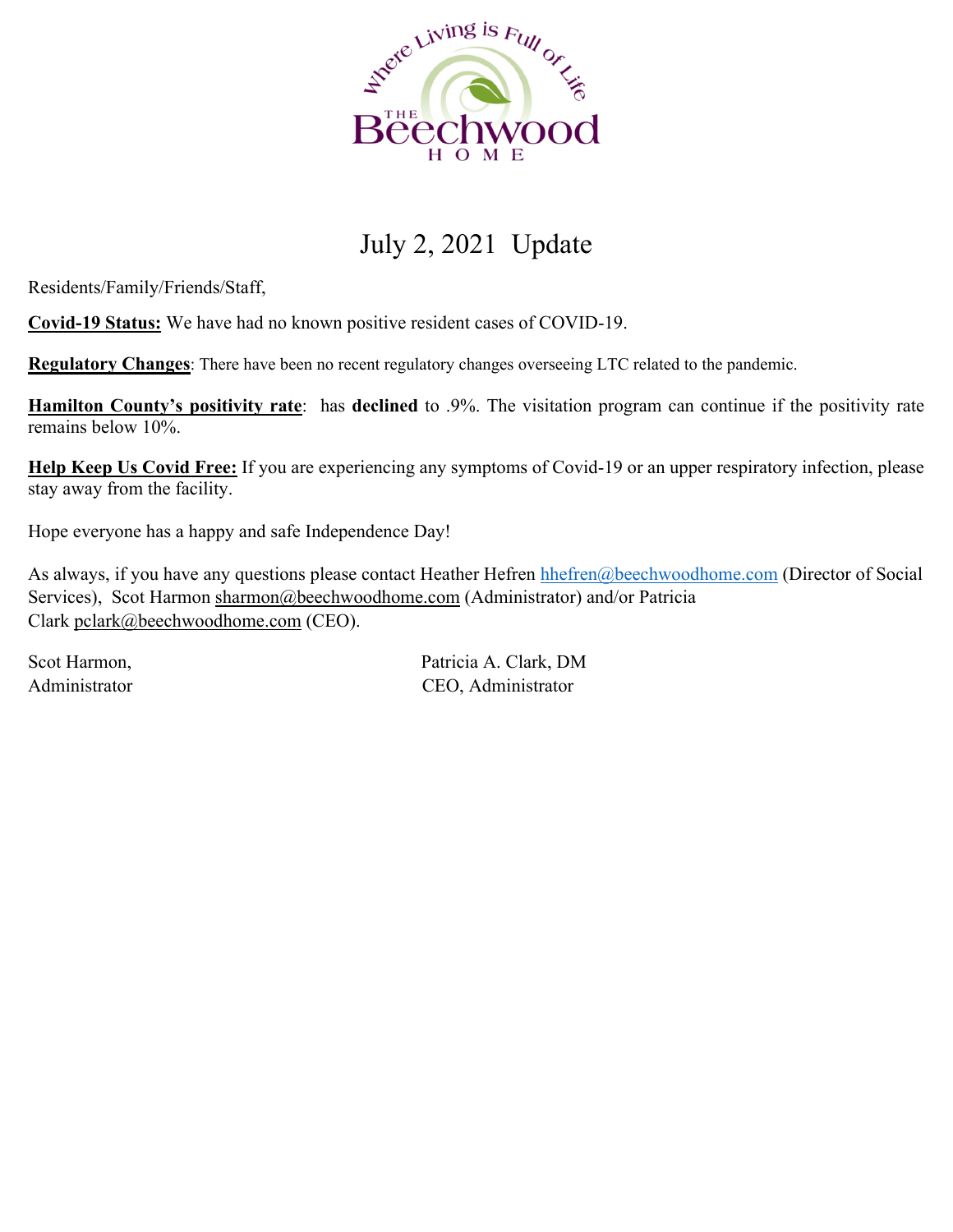# July 2, 2021 Update

Residents/Family/Friends/Staff,

**Covid-19 Status:** We have had no known positive resident cases of COVID-19.

**Regulatory Changes**: There have been no recent regulatory changes overseeing LTC related to the pandemic.

**Hamilton County's positivity rate**: has **declined** to .9%. The visitation program can continue if the positivity rate remains below 10%.

**Help Keep Us Covid Free:** If you are experiencing any symptoms of Covid-19 or an upper respiratory infection, please stay away from the facility.

Hope everyone has a happy and safe Independence Day!

As always, if you have any questions please contact Heather Hefren hhefren@beechwoodhome.com (Director of Social Services), Scot Harmon sharmon@beechwoodhome.com (Administrator) and/or Patricia Clark pclark@beechwoodhome.com (CEO).

Scot Harmon,
Administrator

Patricia A. Clark, DM
CEO, Administrator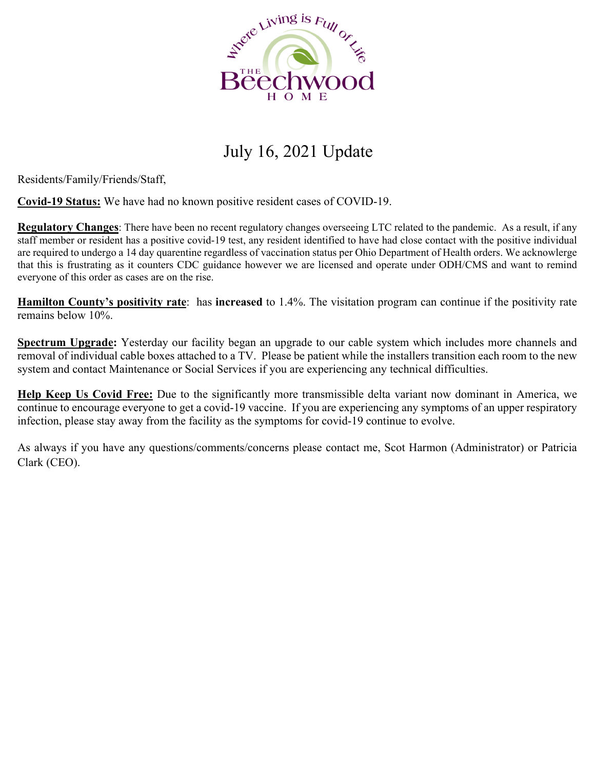# July 16, 2021 Update

Residents/Family/Friends/Staff,

**Covid-19 Status:** We have had no known positive resident cases of COVID-19.

**Regulatory Changes**: There have been no recent regulatory changes overseeing LTC related to the pandemic. As a result, if any staff member or resident has a positive covid-19 test, any resident identified to have had close contact with the positive individual are required to undergo a 14 day quarentine regardless of vaccination status per Ohio Department of Health orders. We acknowlerge that this is frustrating as it counters CDC guidance however we are licensed and operate under ODH/CMS and want to remind everyone of this order as cases are on the rise.

**Hamilton County's positivity rate**: has **increased** to 1.4%. The visitation program can continue if the positivity rate remains below 10%.

**Spectrum Upgrade:** Yesterday our facility began an upgrade to our cable system which includes more channels and removal of individual cable boxes attached to a TV. Please be patient while the installers transition each room to the new system and contact Maintenance or Social Services if you are experiencing any technical difficulties.

**Help Keep Us Covid Free:** Due to the significantly more transmissible delta variant now dominant in America, we continue to encourage everyone to get a covid-19 vaccine. If you are experiencing any symptoms of an upper respiratory infection, please stay away from the facility as the symptoms for covid-19 continue to evolve.

As always if you have any questions/comments/concerns please contact me, Scot Harmon (Administrator) or Patricia Clark (CEO).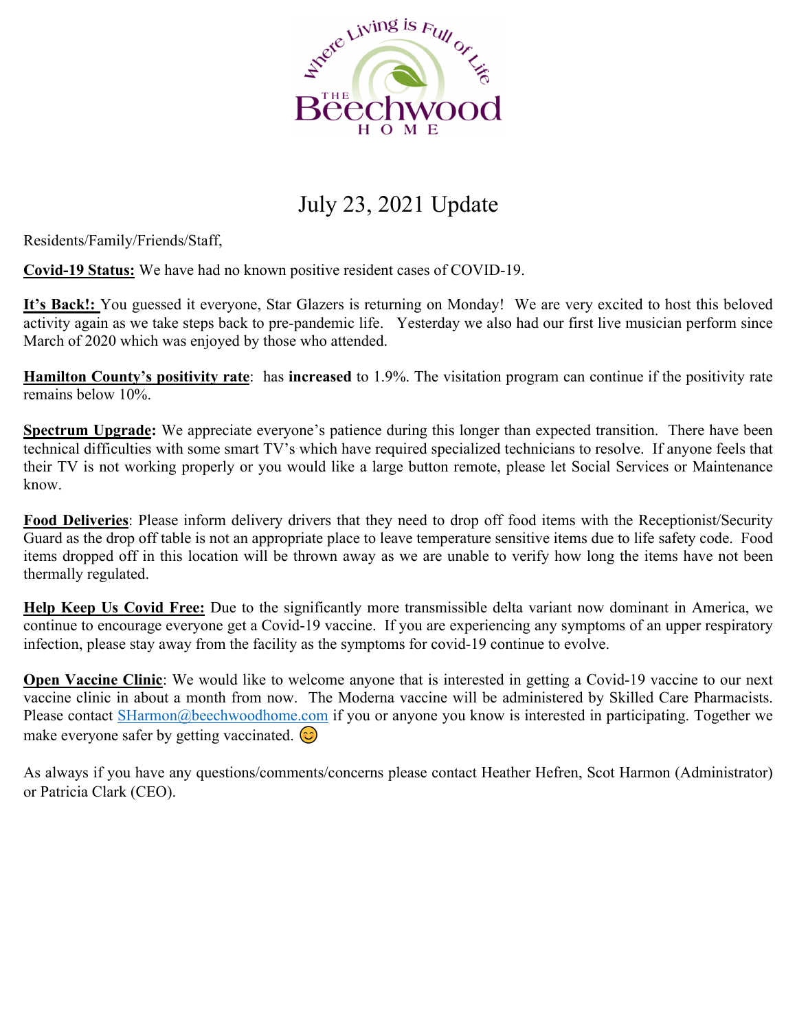# July 23, 2021 Update

Residents/Family/Friends/Staff,

**Covid-19 Status:** We have had no known positive resident cases of COVID-19.

**It's Back!:** You guessed it everyone, Star Glazers is returning on Monday! We are very excited to host this beloved activity again as we take steps back to pre-pandemic life. Yesterday we also had our first live musician perform since March of 2020 which was enjoyed by those who attended.

**Hamilton County's positivity rate**: has **increased** to 1.9%. The visitation program can continue if the positivity rate remains below 10%.

**Spectrum Upgrade:** We appreciate everyone's patience during this longer than expected transition. There have been technical difficulties with some smart TV's which have required specialized technicians to resolve. If anyone feels that their TV is not working properly or you would like a large button remote, please let Social Services or Maintenance know.

**Food Deliveries**: Please inform delivery drivers that they need to drop off food items with the Receptionist/Security Guard as the drop off table is not an appropriate place to leave temperature sensitive items due to life safety code. Food items dropped off in this location will be thrown away as we are unable to verify how long the items have not been thermally regulated.

**Help Keep Us Covid Free:** Due to the significantly more transmissible delta variant now dominant in America, we continue to encourage everyone get a Covid-19 vaccine. If you are experiencing any symptoms of an upper respiratory infection, please stay away from the facility as the symptoms for covid-19 continue to evolve.

**Open Vaccine Clinic**: We would like to welcome anyone that is interested in getting a Covid-19 vaccine to our next vaccine clinic in about a month from now. The Moderna vaccine will be administered by Skilled Care Pharmacists. Please contact SHarmon@beechwoodhome.com if you or anyone you know is interested in participating. Together we make everyone safer by getting vaccinated. 😊

As always if you have any questions/comments/concerns please contact Heather Hefren, Scot Harmon (Administrator) or Patricia Clark (CEO).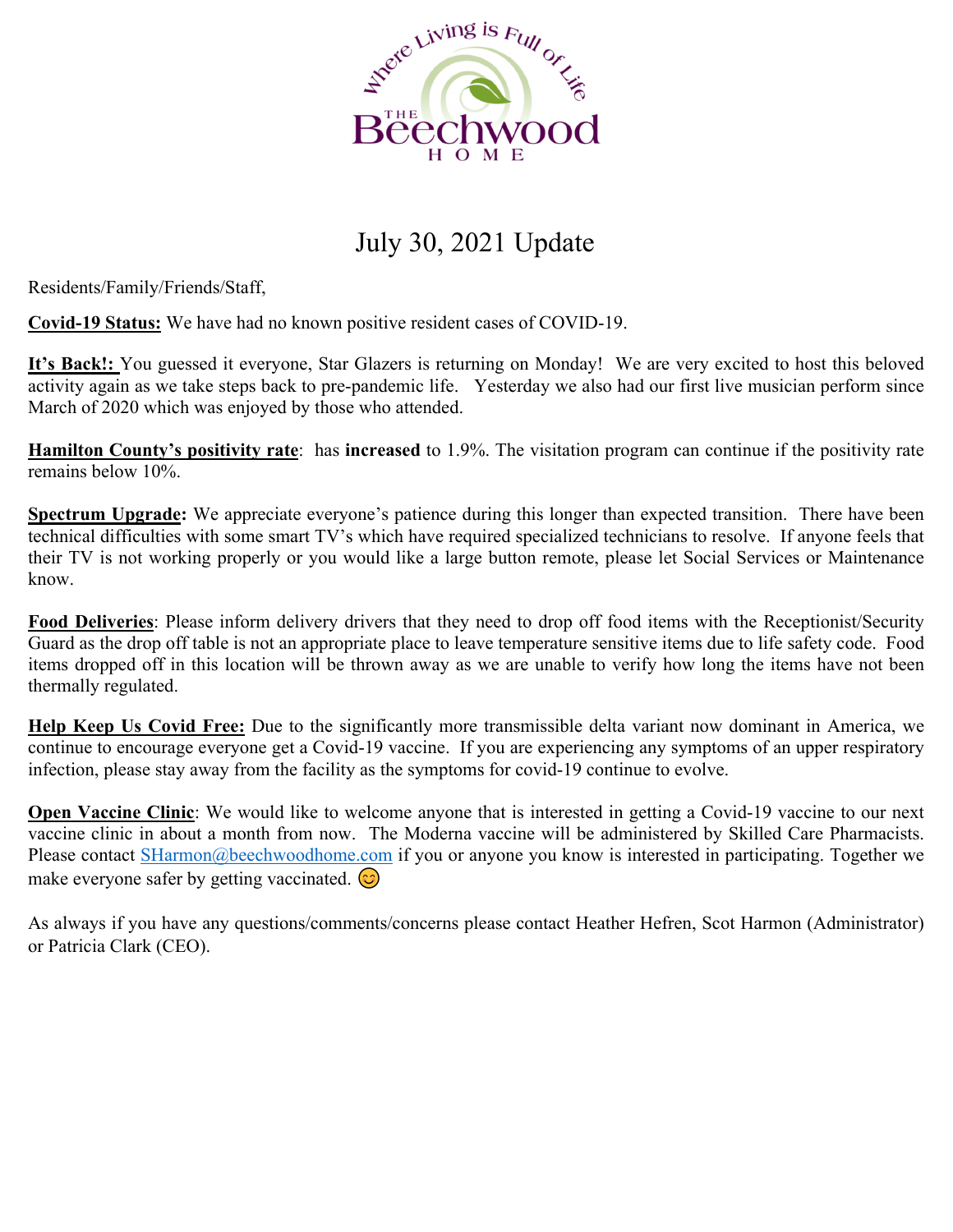Where Living is Full of Life

THE Beechwood HOME

# July 30, 2021 Update

Residents/Family/Friends/Staff,

**Covid-19 Status:** We have had no known positive resident cases of COVID-19.

**It's Back!:** You guessed it everyone, Star Glazers is returning on Monday! We are very excited to host this beloved activity again as we take steps back to pre-pandemic life. Yesterday we also had our first live musician perform since March of 2020 which was enjoyed by those who attended.

**Hamilton County's positivity rate**: has **increased** to 1.9%. The visitation program can continue if the positivity rate remains below 10%.

**Spectrum Upgrade:** We appreciate everyone's patience during this longer than expected transition. There have been technical difficulties with some smart TV's which have required specialized technicians to resolve. If anyone feels that their TV is not working properly or you would like a large button remote, please let Social Services or Maintenance know.

**Food Deliveries**: Please inform delivery drivers that they need to drop off food items with the Receptionist/Security Guard as the drop off table is not an appropriate place to leave temperature sensitive items due to life safety code. Food items dropped off in this location will be thrown away as we are unable to verify how long the items have not been thermally regulated.

**Help Keep Us Covid Free:** Due to the significantly more transmissible delta variant now dominant in America, we continue to encourage everyone get a Covid-19 vaccine. If you are experiencing any symptoms of an upper respiratory infection, please stay away from the facility as the symptoms for covid-19 continue to evolve.

**Open Vaccine Clinic**: We would like to welcome anyone that is interested in getting a Covid-19 vaccine to our next vaccine clinic in about a month from now. The Moderna vaccine will be administered by Skilled Care Pharmacists. Please contact SHarmon@beechwoodhome.com if you or anyone you know is interested in participating. Together we make everyone safer by getting vaccinated. 😊

As always if you have any questions/comments/concerns please contact Heather Hefren, Scot Harmon (Administrator) or Patricia Clark (CEO).